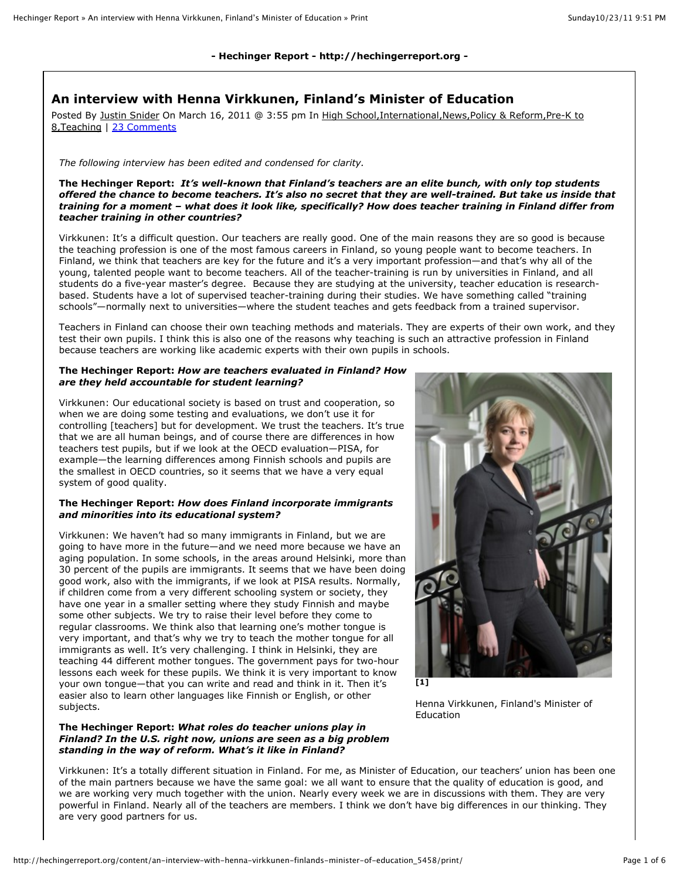**- Hechinger Report - http://hechingerreport.org -**

# An interview with Henna Virkkunen, Finland's Minister of Education

Posted By Justin Snider On March 16, 2011 @ 3:55 pm In High School,International,News,Policy & Reform,Pre-K to 8,Teaching | 23 Comments

*The following interview has been edited and condensed for clarity.*

**The Hechinger Report:** ***It's well-known that Finland's teachers are an elite bunch, with only top students offered the chance to become teachers. It's also no secret that they are well-trained. But take us inside that training for a moment – what does it look like, specifically? How does teacher training in Finland differ from teacher training in other countries?***

Virkkunen: It's a difficult question. Our teachers are really good. One of the main reasons they are so good is because the teaching profession is one of the most famous careers in Finland, so young people want to become teachers. In Finland, we think that teachers are key for the future and it's a very important profession—and that's why all of the young, talented people want to become teachers. All of the teacher-training is run by universities in Finland, and all students do a five-year master's degree. Because they are studying at the university, teacher education is research-based. Students have a lot of supervised teacher-training during their studies. We have something called "training schools"—normally next to universities—where the student teaches and gets feedback from a trained supervisor.

Teachers in Finland can choose their own teaching methods and materials. They are experts of their own work, and they test their own pupils. I think this is also one of the reasons why teaching is such an attractive profession in Finland because teachers are working like academic experts with their own pupils in schools.

**The Hechinger Report:** ***How are teachers evaluated in Finland? How are they held accountable for student learning?***

Virkkunen: Our educational society is based on trust and cooperation, so when we are doing some testing and evaluations, we don't use it for controlling [teachers] but for development. We trust the teachers. It's true that we are all human beings, and of course there are differences in how teachers test pupils, but if we look at the OECD evaluation—PISA, for example—the learning differences among Finnish schools and pupils are the smallest in OECD countries, so it seems that we have a very equal system of good quality.

[1]

Henna Virkkunen, Finland's Minister of Education

**The Hechinger Report:** ***How does Finland incorporate immigrants and minorities into its educational system?***

Virkkunen: We haven't had so many immigrants in Finland, but we are going to have more in the future—and we need more because we have an aging population. In some schools, in the areas around Helsinki, more than 30 percent of the pupils are immigrants. It seems that we have been doing good work, also with the immigrants, if we look at PISA results. Normally, if children come from a very different schooling system or society, they have one year in a smaller setting where they study Finnish and maybe some other subjects. We try to raise their level before they come to regular classrooms. We think also that learning one's mother tongue is very important, and that's why we try to teach the mother tongue for all immigrants as well. It's very challenging. I think in Helsinki, they are teaching 44 different mother tongues. The government pays for two-hour lessons each week for these pupils. We think it is very important to know your own tongue—that you can write and read and think in it. Then it's easier also to learn other languages like Finnish or English, or other subjects.

**The Hechinger Report:** ***What roles do teacher unions play in Finland? In the U.S. right now, unions are seen as a big problem standing in the way of reform. What's it like in Finland?***

Virkkunen: It's a totally different situation in Finland. For me, as Minister of Education, our teachers' union has been one of the main partners because we have the same goal: we all want to ensure that the quality of education is good, and we are working very much together with the union. Nearly every week we are in discussions with them. They are very powerful in Finland. Nearly all of the teachers are members. I think we don't have big differences in our thinking. They are very good partners for us.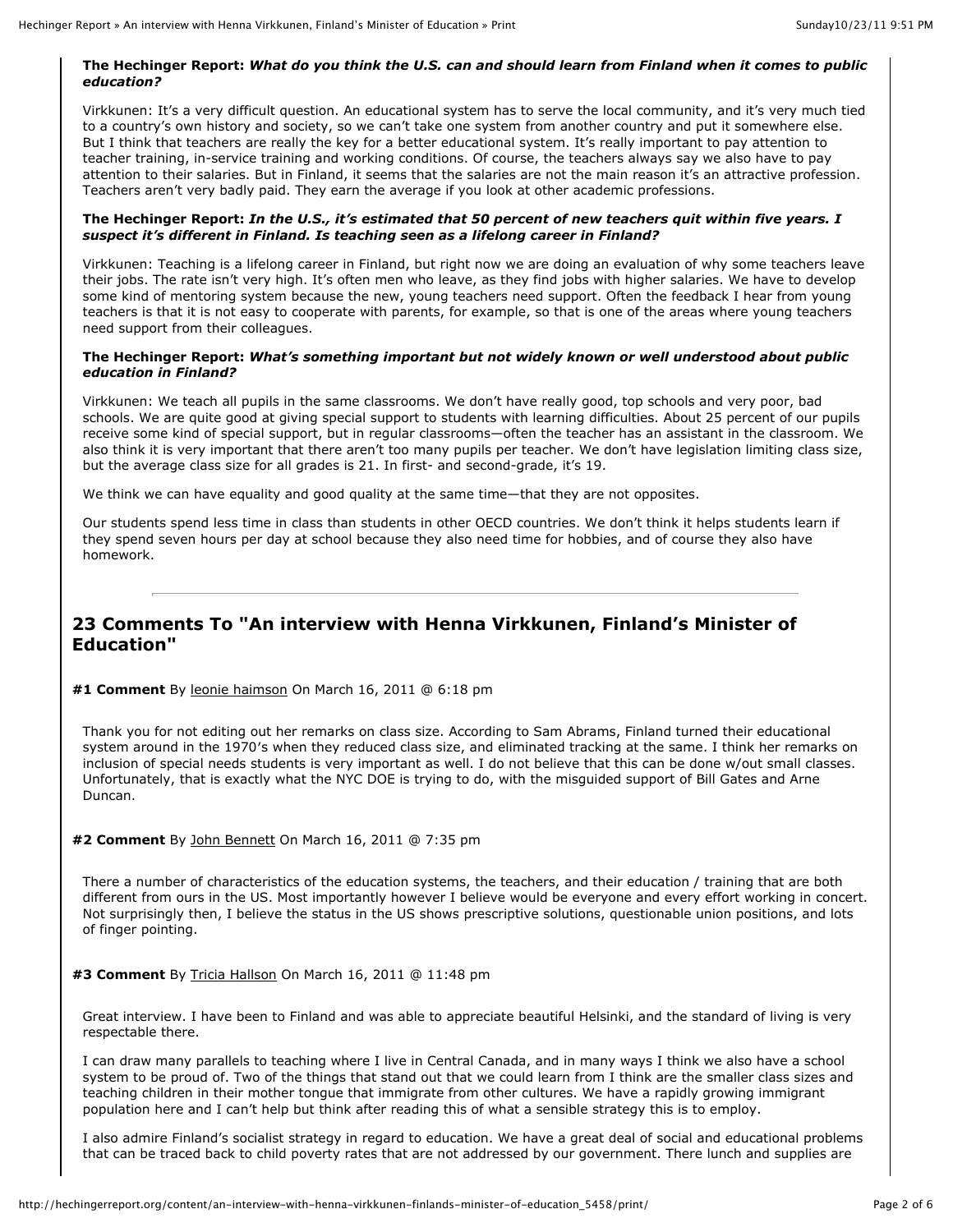**The Hechinger Report:** ***What do you think the U.S. can and should learn from Finland when it comes to public education?***

Virkkunen: It's a very difficult question. An educational system has to serve the local community, and it's very much tied to a country's own history and society, so we can't take one system from another country and put it somewhere else. But I think that teachers are really the key for a better educational system. It's really important to pay attention to teacher training, in-service training and working conditions. Of course, the teachers always say we also have to pay attention to their salaries. But in Finland, it seems that the salaries are not the main reason it's an attractive profession. Teachers aren't very badly paid. They earn the average if you look at other academic professions.

**The Hechinger Report:** ***In the U.S., it's estimated that 50 percent of new teachers quit within five years. I suspect it's different in Finland. Is teaching seen as a lifelong career in Finland?***

Virkkunen: Teaching is a lifelong career in Finland, but right now we are doing an evaluation of why some teachers leave their jobs. The rate isn't very high. It's often men who leave, as they find jobs with higher salaries. We have to develop some kind of mentoring system because the new, young teachers need support. Often the feedback I hear from young teachers is that it is not easy to cooperate with parents, for example, so that is one of the areas where young teachers need support from their colleagues.

**The Hechinger Report:** ***What's something important but not widely known or well understood about public education in Finland?***

Virkkunen: We teach all pupils in the same classrooms. We don't have really good, top schools and very poor, bad schools. We are quite good at giving special support to students with learning difficulties. About 25 percent of our pupils receive some kind of special support, but in regular classrooms—often the teacher has an assistant in the classroom. We also think it is very important that there aren't too many pupils per teacher. We don't have legislation limiting class size, but the average class size for all grades is 21. In first- and second-grade, it's 19.

We think we can have equality and good quality at the same time—that they are not opposites.

Our students spend less time in class than students in other OECD countries. We don't think it helps students learn if they spend seven hours per day at school because they also need time for hobbies, and of course they also have homework.

---

## 23 Comments To "An interview with Henna Virkkunen, Finland's Minister of Education"

**#1 Comment** By leonie haimson On March 16, 2011 @ 6:18 pm

Thank you for not editing out her remarks on class size. According to Sam Abrams, Finland turned their educational system around in the 1970's when they reduced class size, and eliminated tracking at the same. I think her remarks on inclusion of special needs students is very important as well. I do not believe that this can be done w/out small classes. Unfortunately, that is exactly what the NYC DOE is trying to do, with the misguided support of Bill Gates and Arne Duncan.

**#2 Comment** By John Bennett On March 16, 2011 @ 7:35 pm

There a number of characteristics of the education systems, the teachers, and their education / training that are both different from ours in the US. Most importantly however I believe would be everyone and every effort working in concert. Not surprisingly then, I believe the status in the US shows prescriptive solutions, questionable union positions, and lots of finger pointing.

**#3 Comment** By Tricia Hallson On March 16, 2011 @ 11:48 pm

Great interview. I have been to Finland and was able to appreciate beautiful Helsinki, and the standard of living is very respectable there.

I can draw many parallels to teaching where I live in Central Canada, and in many ways I think we also have a school system to be proud of. Two of the things that stand out that we could learn from I think are the smaller class sizes and teaching children in their mother tongue that immigrate from other cultures. We have a rapidly growing immigrant population here and I can't help but think after reading this of what a sensible strategy this is to employ.

I also admire Finland's socialist strategy in regard to education. We have a great deal of social and educational problems that can be traced back to child poverty rates that are not addressed by our government. There lunch and supplies are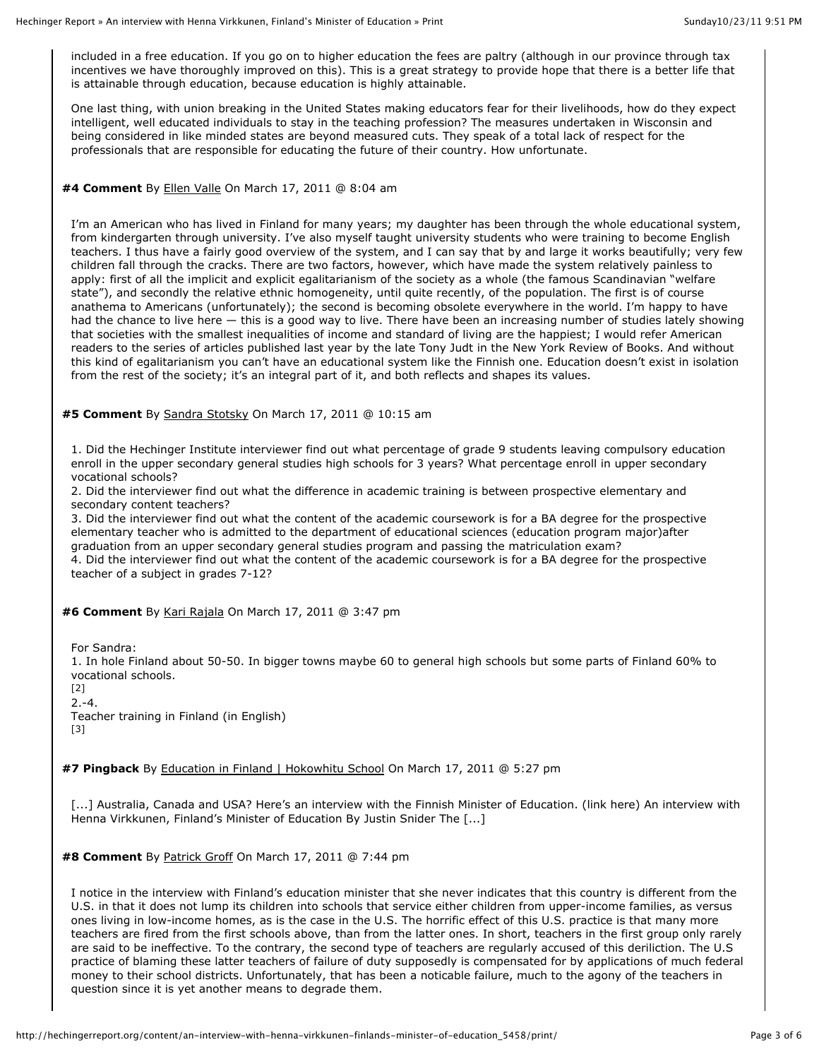included in a free education. If you go on to higher education the fees are paltry (although in our province through tax incentives we have thoroughly improved on this). This is a great strategy to provide hope that there is a better life that is attainable through education, because education is highly attainable.

One last thing, with union breaking in the United States making educators fear for their livelihoods, how do they expect intelligent, well educated individuals to stay in the teaching profession? The measures undertaken in Wisconsin and being considered in like minded states are beyond measured cuts. They speak of a total lack of respect for the professionals that are responsible for educating the future of their country. How unfortunate.

**#4 Comment** By Ellen Valle On March 17, 2011 @ 8:04 am

I'm an American who has lived in Finland for many years; my daughter has been through the whole educational system, from kindergarten through university. I've also myself taught university students who were training to become English teachers. I thus have a fairly good overview of the system, and I can say that by and large it works beautifully; very few children fall through the cracks. There are two factors, however, which have made the system relatively painless to apply: first of all the implicit and explicit egalitarianism of the society as a whole (the famous Scandinavian "welfare state"), and secondly the relative ethnic homogeneity, until quite recently, of the population. The first is of course anathema to Americans (unfortunately); the second is becoming obsolete everywhere in the world. I'm happy to have had the chance to live here — this is a good way to live. There have been an increasing number of studies lately showing that societies with the smallest inequalities of income and standard of living are the happiest; I would refer American readers to the series of articles published last year by the late Tony Judt in the New York Review of Books. And without this kind of egalitarianism you can't have an educational system like the Finnish one. Education doesn't exist in isolation from the rest of the society; it's an integral part of it, and both reflects and shapes its values.

**#5 Comment** By Sandra Stotsky On March 17, 2011 @ 10:15 am

1. Did the Hechinger Institute interviewer find out what percentage of grade 9 students leaving compulsory education enroll in the upper secondary general studies high schools for 3 years? What percentage enroll in upper secondary vocational schools?
2. Did the interviewer find out what the difference in academic training is between prospective elementary and secondary content teachers?
3. Did the interviewer find out what the content of the academic coursework is for a BA degree for the prospective elementary teacher who is admitted to the department of educational sciences (education program major)after graduation from an upper secondary general studies program and passing the matriculation exam?
4. Did the interviewer find out what the content of the academic coursework is for a BA degree for the prospective teacher of a subject in grades 7-12?

**#6 Comment** By Kari Rajala On March 17, 2011 @ 3:47 pm

For Sandra:
1. In hole Finland about 50-50. In bigger towns maybe 60 to general high schools but some parts of Finland 60% to vocational schools.
[2]
2.-4.
Teacher training in Finland (in English)
[3]

**#7 Pingback** By Education in Finland | Hokowhitu School On March 17, 2011 @ 5:27 pm

[...] Australia, Canada and USA? Here's an interview with the Finnish Minister of Education. (link here) An interview with Henna Virkkunen, Finland's Minister of Education By Justin Snider The [...]

**#8 Comment** By Patrick Groff On March 17, 2011 @ 7:44 pm

I notice in the interview with Finland's education minister that she never indicates that this country is different from the U.S. in that it does not lump its children into schools that service either children from upper-income families, as versus ones living in low-income homes, as is the case in the U.S. The horrific effect of this U.S. practice is that many more teachers are fired from the first schools above, than from the latter ones. In short, teachers in the first group only rarely are said to be ineffective. To the contrary, the second type of teachers are regularly accused of this deriliction. The U.S practice of blaming these latter teachers of failure of duty supposedly is compensated for by applications of much federal money to their school districts. Unfortunately, that has been a noticable failure, much to the agony of the teachers in question since it is yet another means to degrade them.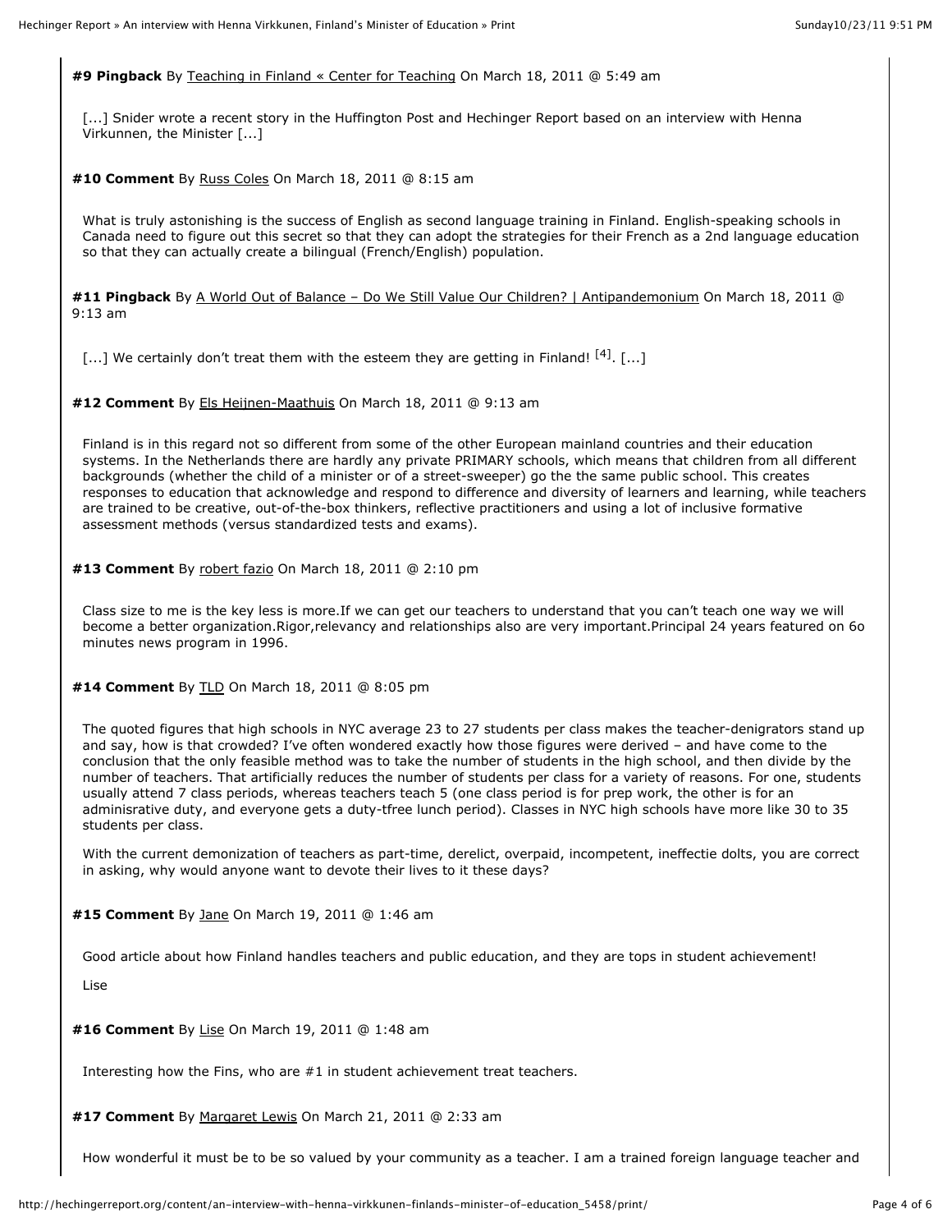**#9 Pingback** By Teaching in Finland « Center for Teaching On March 18, 2011 @ 5:49 am

[...] Snider wrote a recent story in the Huffington Post and Hechinger Report based on an interview with Henna Virkkunen, the Minister [...]

**#10 Comment** By Russ Coles On March 18, 2011 @ 8:15 am

What is truly astonishing is the success of English as second language training in Finland. English-speaking schools in Canada need to figure out this secret so that they can adopt the strategies for their French as a 2nd language education so that they can actually create a bilingual (French/English) population.

**#11 Pingback** By A World Out of Balance – Do We Still Value Our Children? | Antipandemonium On March 18, 2011 @ 9:13 am

[...] We certainly don't treat them with the esteem they are getting in Finland! [4]. [...]

**#12 Comment** By Els Heijnen-Maathuis On March 18, 2011 @ 9:13 am

Finland is in this regard not so different from some of the other European mainland countries and their education systems. In the Netherlands there are hardly any private PRIMARY schools, which means that children from all different backgrounds (whether the child of a minister or of a street-sweeper) go the the same public school. This creates responses to education that acknowledge and respond to difference and diversity of learners and learning, while teachers are trained to be creative, out-of-the-box thinkers, reflective practitioners and using a lot of inclusive formative assessment methods (versus standardized tests and exams).

**#13 Comment** By robert fazio On March 18, 2011 @ 2:10 pm

Class size to me is the key less is more.If we can get our teachers to understand that you can't teach one way we will become a better organization.Rigor,relevancy and relationships also are very important.Principal 24 years featured on 6o minutes news program in 1996.

**#14 Comment** By TLD On March 18, 2011 @ 8:05 pm

The quoted figures that high schools in NYC average 23 to 27 students per class makes the teacher-denigrators stand up and say, how is that crowded? I've often wondered exactly how those figures were derived – and have come to the conclusion that the only feasible method was to take the number of students in the high school, and then divide by the number of teachers. That artificially reduces the number of students per class for a variety of reasons. For one, students usually attend 7 class periods, whereas teachers teach 5 (one class period is for prep work, the other is for an adminisrative duty, and everyone gets a duty-tfree lunch period). Classes in NYC high schools have more like 30 to 35 students per class.

With the current demonization of teachers as part-time, derelict, overpaid, incompetent, ineffectie dolts, you are correct in asking, why would anyone want to devote their lives to it these days?

**#15 Comment** By Jane On March 19, 2011 @ 1:46 am

Good article about how Finland handles teachers and public education, and they are tops in student achievement!

Lise

**#16 Comment** By Lise On March 19, 2011 @ 1:48 am

Interesting how the Fins, who are #1 in student achievement treat teachers.

**#17 Comment** By Margaret Lewis On March 21, 2011 @ 2:33 am

How wonderful it must be to be so valued by your community as a teacher. I am a trained foreign language teacher and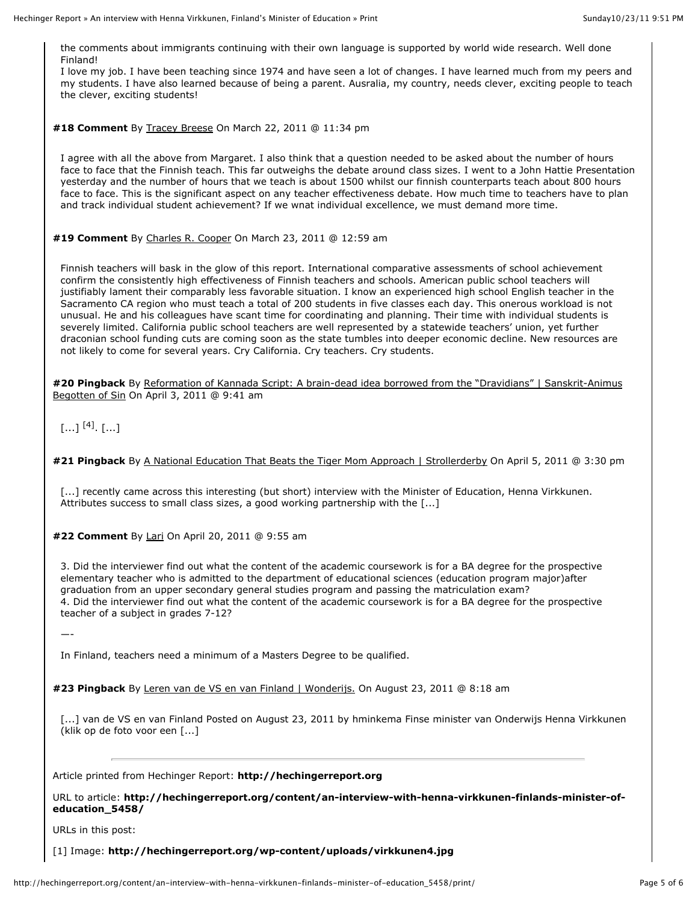the comments about immigrants continuing with their own language is supported by world wide research. Well done Finland!

I love my job. I have been teaching since 1974 and have seen a lot of changes. I have learned much from my peers and my students. I have also learned because of being a parent. Ausralia, my country, needs clever, exciting people to teach the clever, exciting students!

**#18 Comment** By Tracey Breese On March 22, 2011 @ 11:34 pm

I agree with all the above from Margaret. I also think that a question needed to be asked about the number of hours face to face that the Finnish teach. This far outweighs the debate around class sizes. I went to a John Hattie Presentation yesterday and the number of hours that we teach is about 1500 whilst our finnish counterparts teach about 800 hours face to face. This is the significant aspect on any teacher effectiveness debate. How much time to teachers have to plan and track individual student achievement? If we wnat individual excellence, we must demand more time.

**#19 Comment** By Charles R. Cooper On March 23, 2011 @ 12:59 am

Finnish teachers will bask in the glow of this report. International comparative assessments of school achievement confirm the consistently high effectiveness of Finnish teachers and schools. American public school teachers will justifiably lament their comparably less favorable situation. I know an experienced high school English teacher in the Sacramento CA region who must teach a total of 200 students in five classes each day. This onerous workload is not unusual. He and his colleagues have scant time for coordinating and planning. Their time with individual students is severely limited. California public school teachers are well represented by a statewide teachers' union, yet further draconian school funding cuts are coming soon as the state tumbles into deeper economic decline. New resources are not likely to come for several years. Cry California. Cry teachers. Cry students.

**#20 Pingback** By Reformation of Kannada Script: A brain-dead idea borrowed from the "Dravidians" | Sanskrit-Animus Begotten of Sin On April 3, 2011 @ 9:41 am

[...] [4]. [...]

**#21 Pingback** By A National Education That Beats the Tiger Mom Approach | Strollerderby On April 5, 2011 @ 3:30 pm

[...] recently came across this interesting (but short) interview with the Minister of Education, Henna Virkkunen. Attributes success to small class sizes, a good working partnership with the [...]

**#22 Comment** By Lari On April 20, 2011 @ 9:55 am

3. Did the interviewer find out what the content of the academic coursework is for a BA degree for the prospective elementary teacher who is admitted to the department of educational sciences (education program major)after graduation from an upper secondary general studies program and passing the matriculation exam?
4. Did the interviewer find out what the content of the academic coursework is for a BA degree for the prospective teacher of a subject in grades 7-12?

—-

In Finland, teachers need a minimum of a Masters Degree to be qualified.

**#23 Pingback** By Leren van de VS en van Finland | Wonderijs. On August 23, 2011 @ 8:18 am

[...] van de VS en van Finland Posted on August 23, 2011 by hminkema Finse minister van Onderwijs Henna Virkkunen (klik op de foto voor een [...]

---

Article printed from Hechinger Report: **http://hechingerreport.org**

URL to article: **http://hechingerreport.org/content/an-interview-with-henna-virkkunen-finlands-minister-of-education_5458/**

URLs in this post:

[1] Image: **http://hechingerreport.org/wp-content/uploads/virkkunen4.jpg**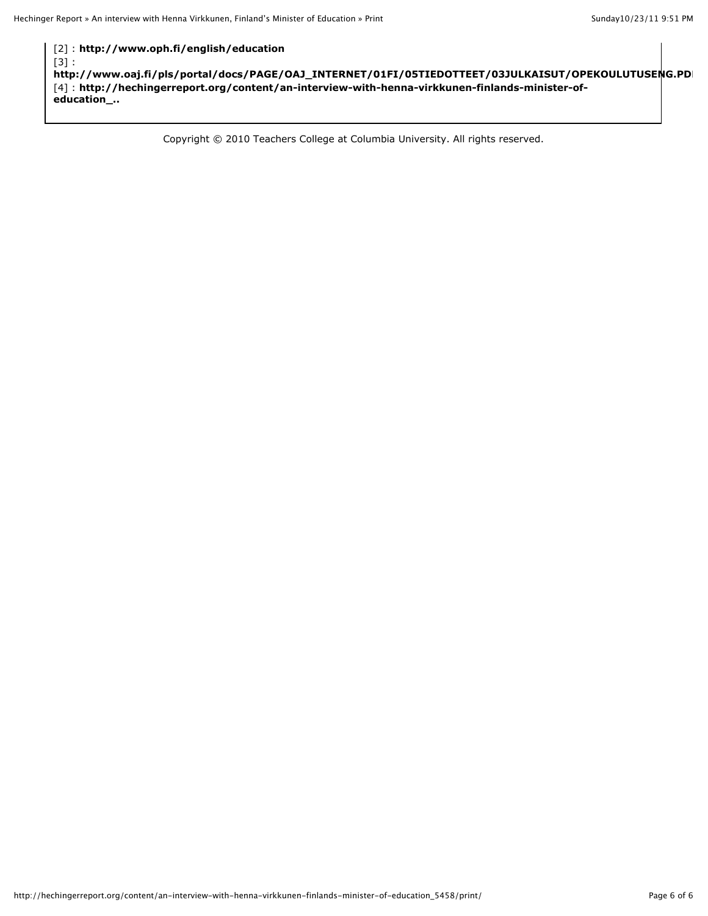[2] : **http://www.oph.fi/english/education**
[3] :
**http://www.oaj.fi/pls/portal/docs/PAGE/OAJ_INTERNET/01FI/05TIEDOTTEET/03JULKAISUT/OPEKOULUTUSENG.PDF**
[4] : **http://hechingerreport.org/content/an-interview-with-henna-virkkunen-finlands-minister-of-education_..**

Copyright © 2010 Teachers College at Columbia University. All rights reserved.